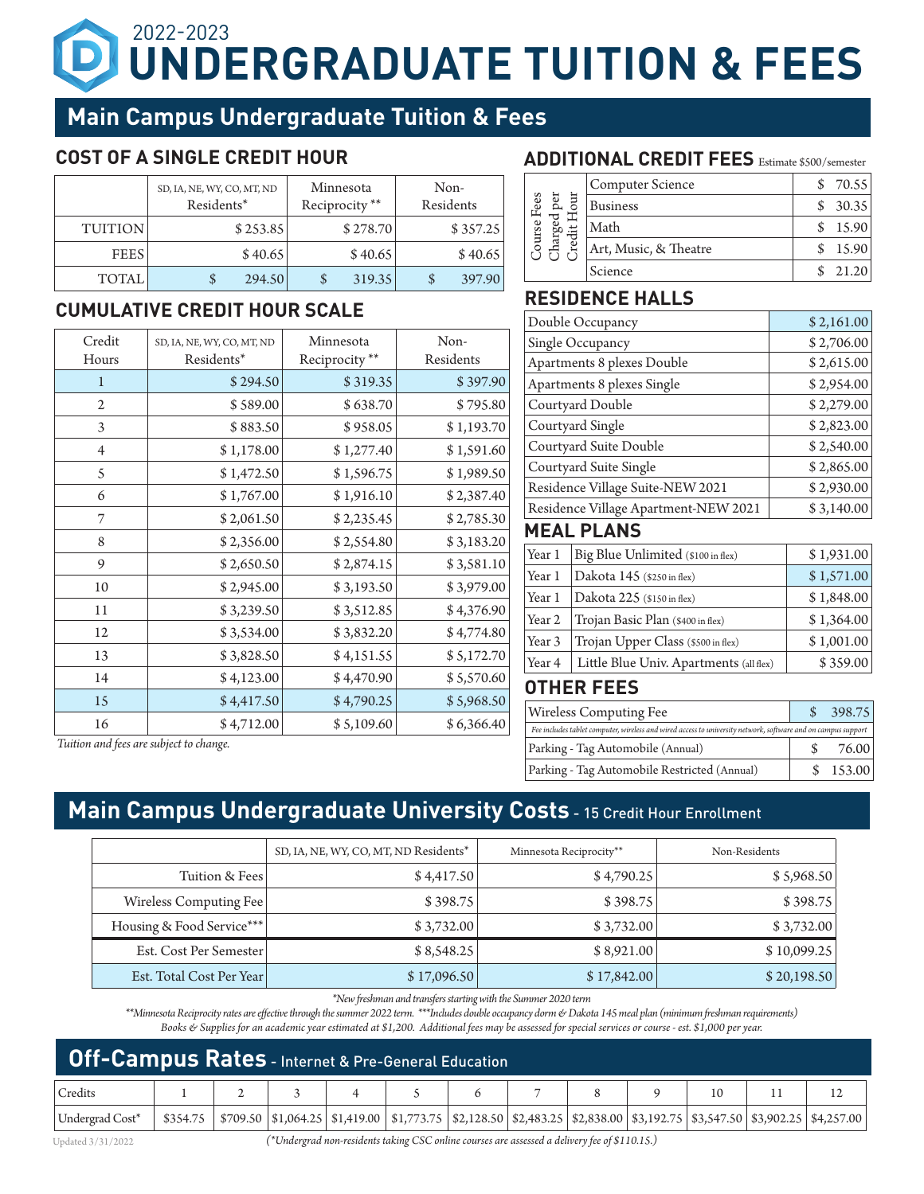# 2022-2023 UNDERGRADUATE TUITION & FEES

## Main Campus Undergraduate Tuition & Fees

### COST OF A SINGLE CREDIT HOUR

| | SD, IA, NE, WY, CO, MT, ND Residents* | Minnesota Reciprocity ** | Non-Residents |
|---|---|---|---|
| TUITION | $ 253.85 | $ 278.70 | $ 357.25 |
| FEES | $ 40.65 | $ 40.65 | $ 40.65 |
| TOTAL | $ 294.50 | $ 319.35 | $ 397.90 |

### CUMULATIVE CREDIT HOUR SCALE

| Credit Hours | SD, IA, NE, WY, CO, MT, ND Residents* | Minnesota Reciprocity ** | Non-Residents |
|---|---|---|---|
| 1 | $ 294.50 | $ 319.35 | $ 397.90 |
| 2 | $ 589.00 | $ 638.70 | $ 795.80 |
| 3 | $ 883.50 | $ 958.05 | $ 1,193.70 |
| 4 | $ 1,178.00 | $ 1,277.40 | $ 1,591.60 |
| 5 | $ 1,472.50 | $ 1,596.75 | $ 1,989.50 |
| 6 | $ 1,767.00 | $ 1,916.10 | $ 2,387.40 |
| 7 | $ 2,061.50 | $ 2,235.45 | $ 2,785.30 |
| 8 | $ 2,356.00 | $ 2,554.80 | $ 3,183.20 |
| 9 | $ 2,650.50 | $ 2,874.15 | $ 3,581.10 |
| 10 | $ 2,945.00 | $ 3,193.50 | $ 3,979.00 |
| 11 | $ 3,239.50 | $ 3,512.85 | $ 4,376.90 |
| 12 | $ 3,534.00 | $ 3,832.20 | $ 4,774.80 |
| 13 | $ 3,828.50 | $ 4,151.55 | $ 5,172.70 |
| 14 | $ 4,123.00 | $ 4,470.90 | $ 5,570.60 |
| 15 | $ 4,417.50 | $ 4,790.25 | $ 5,968.50 |
| 16 | $ 4,712.00 | $ 5,109.60 | $ 6,366.40 |

*Tuition and fees are subject to change.*

### ADDITIONAL CREDIT FEES Estimate $500/semester

| Course Fees Charged per Credit Hour | | |
|---|---|---|
| | Computer Science | $ 70.55 |
| | Business | $ 30.35 |
| | Math | $ 15.90 |
| | Art, Music, & Theatre | $ 15.90 |
| | Science | $ 21.20 |

### RESIDENCE HALLS

| | |
|---|---|
| Double Occupancy | $ 2,161.00 |
| Single Occupancy | $ 2,706.00 |
| Apartments 8 plexes Double | $ 2,615.00 |
| Apartments 8 plexes Single | $ 2,954.00 |
| Courtyard Double | $ 2,279.00 |
| Courtyard Single | $ 2,823.00 |
| Courtyard Suite Double | $ 2,540.00 |
| Courtyard Suite Single | $ 2,865.00 |
| Residence Village Suite-NEW 2021 | $ 2,930.00 |
| Residence Village Apartment-NEW 2021 | $ 3,140.00 |

### MEAL PLANS

| | | |
|---|---|---|
| Year 1 | Big Blue Unlimited ($100 in flex) | $ 1,931.00 |
| Year 1 | Dakota 145 ($250 in flex) | $ 1,571.00 |
| Year 1 | Dakota 225 ($150 in flex) | $ 1,848.00 |
| Year 2 | Trojan Basic Plan ($400 in flex) | $ 1,364.00 |
| Year 3 | Trojan Upper Class ($500 in flex) | $ 1,001.00 |
| Year 4 | Little Blue Univ. Apartments (all flex) | $ 359.00 |

### OTHER FEES

| | |
|---|---|
| Wireless Computing Fee | $ 398.75 |
| *Fee includes tablet computer, wireless and wired access to university network, software and on campus support* | |
| Parking - Tag Automobile (Annual) | $ 76.00 |
| Parking - Tag Automobile Restricted (Annual) | $ 153.00 |

## Main Campus Undergraduate University Costs - 15 Credit Hour Enrollment

| | SD, IA, NE, WY, CO, MT, ND Residents* | Minnesota Reciprocity** | Non-Residents |
|---|---|---|---|
| Tuition & Fees | $ 4,417.50 | $ 4,790.25 | $ 5,968.50 |
| Wireless Computing Fee | $ 398.75 | $ 398.75 | $ 398.75 |
| Housing & Food Service*** | $ 3,732.00 | $ 3,732.00 | $ 3,732.00 |
| Est. Cost Per Semester | $ 8,548.25 | $ 8,921.00 | $ 10,099.25 |
| Est. Total Cost Per Year | $ 17,096.50 | $ 17,842.00 | $ 20,198.50 |

*\*New freshman and transfers starting with the Summer 2020 term*

*\*\*Minnesota Reciprocity rates are effective through the summer 2022 term. \*\*\*Includes double occupancy dorm & Dakota 145 meal plan (minimum freshman requirements)*

*Books & Supplies for an academic year estimated at $1,200. Additional fees may be assessed for special services or course - est. $1,000 per year.*

## Off-Campus Rates - Internet & Pre-General Education

| Credits | 1 | 2 | 3 | 4 | 5 | 6 | 7 | 8 | 9 | 10 | 11 | 12 |
|---|---|---|---|---|---|---|---|---|---|---|---|---|
| Undergrad Cost* | $354.75 | $709.50 | $1,064.25 | $1,419.00 | $1,773.75 | $2,128.50 | $2,483.25 | $2,838.00 | $3,192.75 | $3,547.50 | $3,902.25 | $4,257.00 |

Updated 3/31/2022

*(\*Undergrad non-residents taking CSC online courses are assessed a delivery fee of $110.15.)*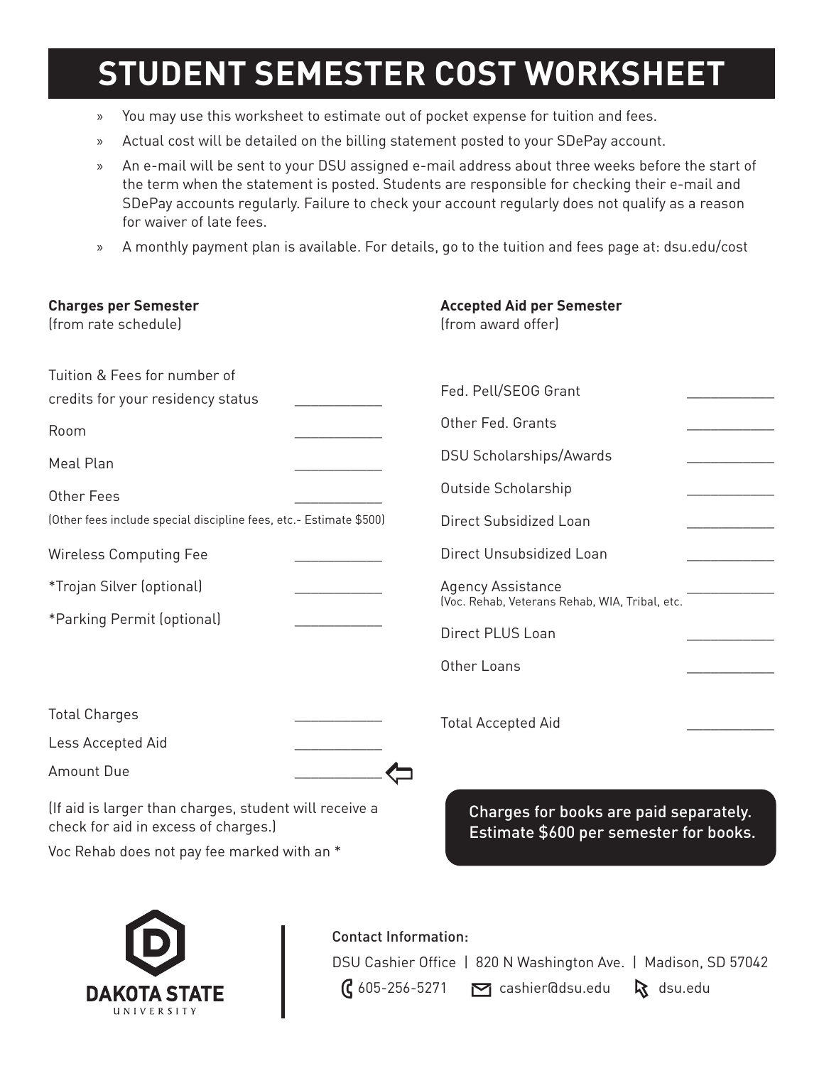# STUDENT SEMESTER COST WORKSHEET

- You may use this worksheet to estimate out of pocket expense for tuition and fees.
- Actual cost will be detailed on the billing statement posted to your SDePay account.
- An e-mail will be sent to your DSU assigned e-mail address about three weeks before the start of the term when the statement is posted. Students are responsible for checking their e-mail and SDePay accounts regularly. Failure to check your account regularly does not qualify as a reason for waiver of late fees.
- A monthly payment plan is available. For details, go to the tuition and fees page at: dsu.edu/cost

**Charges per Semester**
(from rate schedule)

| | |
|---|---|
| Tuition & Fees for number of credits for your residency status | ___________ |
| Room | ___________ |
| Meal Plan | ___________ |
| Other Fees (Other fees include special discipline fees, etc.- Estimate $500) | ___________ |
| Wireless Computing Fee | ___________ |
| *Trojan Silver (optional) | ___________ |
| *Parking Permit (optional) | ___________ |
| Total Charges | ___________ |
| Less Accepted Aid | ___________ |
| Amount Due | ___________ ⇦ |

(If aid is larger than charges, student will receive a check for aid in excess of charges.)

Voc Rehab does not pay fee marked with an *

**Accepted Aid per Semester**
(from award offer)

| | |
|---|---|
| Fed. Pell/SEOG Grant | ___________ |
| Other Fed. Grants | ___________ |
| DSU Scholarships/Awards | ___________ |
| Outside Scholarship | ___________ |
| Direct Subsidized Loan | ___________ |
| Direct Unsubsidized Loan | ___________ |
| Agency Assistance (Voc. Rehab, Veterans Rehab, WIA, Tribal, etc. | ___________ |
| Direct PLUS Loan | ___________ |
| Other Loans | ___________ |
| Total Accepted Aid | ___________ |

**Charges for books are paid separately. Estimate $600 per semester for books.**

DAKOTA STATE UNIVERSITY

Contact Information:

DSU Cashier Office | 820 N Washington Ave. | Madison, SD 57042

605-256-5271 cashier@dsu.edu dsu.edu